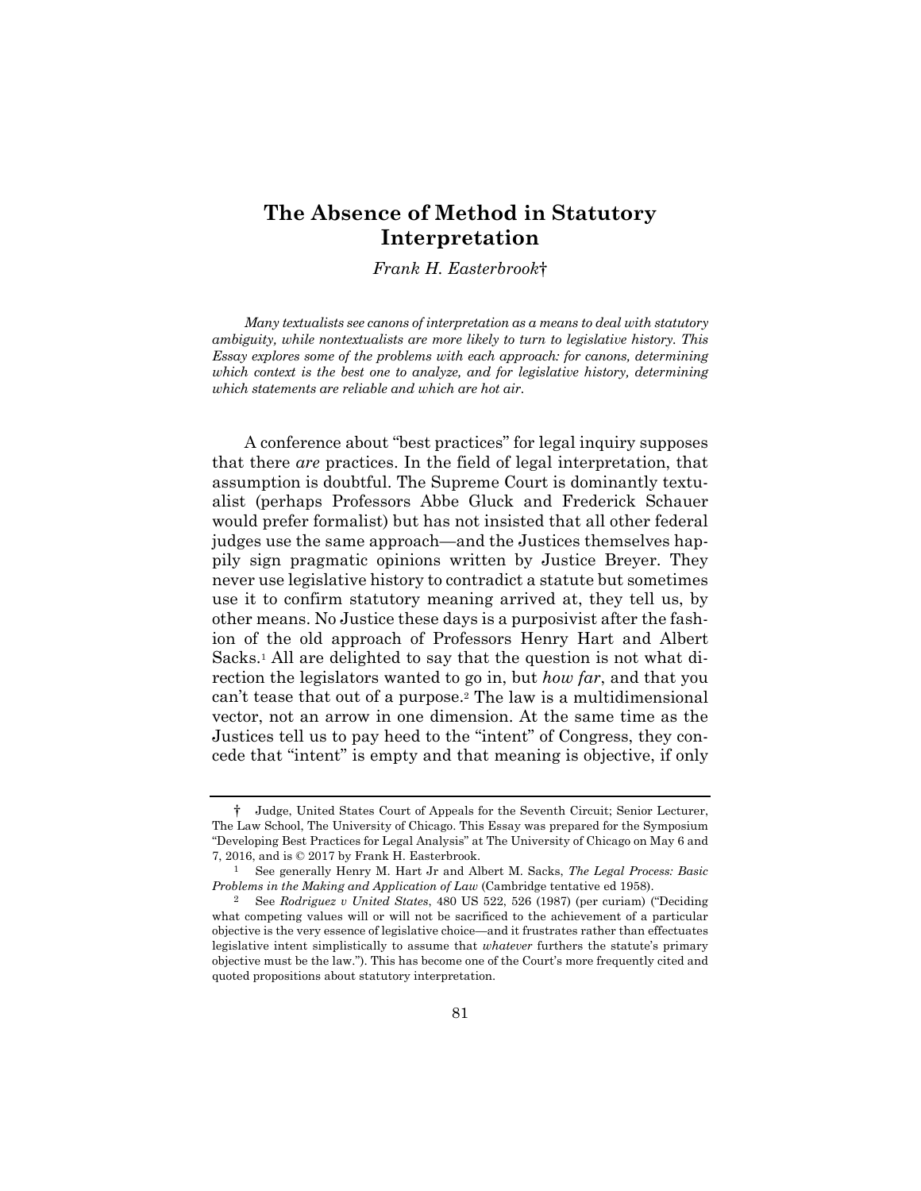# The Absence of Method in Statutory Interpretation

*Frank H. Easterbrook*†

*Many textualists see canons of interpretation as a means to deal with statutory ambiguity, while nontextualists are more likely to turn to legislative history. This Essay explores some of the problems with each approach: for canons, determining which context is the best one to analyze, and for legislative history, determining which statements are reliable and which are hot air.*

A conference about "best practices" for legal inquiry supposes that there *are* practices. In the field of legal interpretation, that assumption is doubtful. The Supreme Court is dominantly textualist (perhaps Professors Abbe Gluck and Frederick Schauer would prefer formalist) but has not insisted that all other federal judges use the same approach—and the Justices themselves happily sign pragmatic opinions written by Justice Breyer. They never use legislative history to contradict a statute but sometimes use it to confirm statutory meaning arrived at, they tell us, by other means. No Justice these days is a purposivist after the fashion of the old approach of Professors Henry Hart and Albert Sacks.[1] All are delighted to say that the question is not what direction the legislators wanted to go in, but *how far*, and that you can't tease that out of a purpose.[2] The law is a multidimensional vector, not an arrow in one dimension. At the same time as the Justices tell us to pay heed to the "intent" of Congress, they concede that "intent" is empty and that meaning is objective, if only

† Judge, United States Court of Appeals for the Seventh Circuit; Senior Lecturer, The Law School, The University of Chicago. This Essay was prepared for the Symposium "Developing Best Practices for Legal Analysis" at The University of Chicago on May 6 and 7, 2016, and is © 2017 by Frank H. Easterbrook.

[1] See generally Henry M. Hart Jr and Albert M. Sacks, *The Legal Process: Basic Problems in the Making and Application of Law* (Cambridge tentative ed 1958).

[2] See *Rodriguez v United States*, 480 US 522, 526 (1987) (per curiam) ("Deciding what competing values will or will not be sacrificed to the achievement of a particular objective is the very essence of legislative choice—and it frustrates rather than effectuates legislative intent simplistically to assume that *whatever* furthers the statute's primary objective must be the law."). This has become one of the Court's more frequently cited and quoted propositions about statutory interpretation.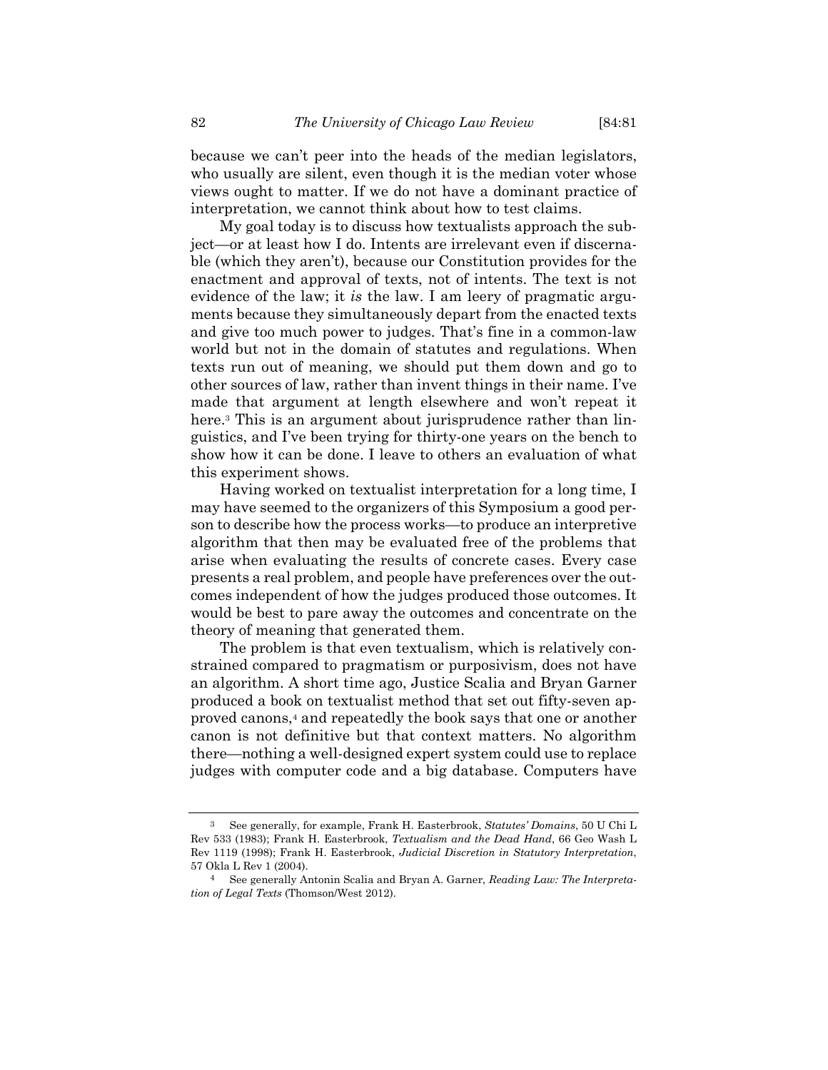because we can't peer into the heads of the median legislators, who usually are silent, even though it is the median voter whose views ought to matter. If we do not have a dominant practice of interpretation, we cannot think about how to test claims.

My goal today is to discuss how textualists approach the subject—or at least how I do. Intents are irrelevant even if discernable (which they aren't), because our Constitution provides for the enactment and approval of texts, not of intents. The text is not evidence of the law; it *is* the law. I am leery of pragmatic arguments because they simultaneously depart from the enacted texts and give too much power to judges. That's fine in a common-law world but not in the domain of statutes and regulations. When texts run out of meaning, we should put them down and go to other sources of law, rather than invent things in their name. I've made that argument at length elsewhere and won't repeat it here.[3] This is an argument about jurisprudence rather than linguistics, and I've been trying for thirty-one years on the bench to show how it can be done. I leave to others an evaluation of what this experiment shows.

Having worked on textualist interpretation for a long time, I may have seemed to the organizers of this Symposium a good person to describe how the process works—to produce an interpretive algorithm that then may be evaluated free of the problems that arise when evaluating the results of concrete cases. Every case presents a real problem, and people have preferences over the outcomes independent of how the judges produced those outcomes. It would be best to pare away the outcomes and concentrate on the theory of meaning that generated them.

The problem is that even textualism, which is relatively constrained compared to pragmatism or purposivism, does not have an algorithm. A short time ago, Justice Scalia and Bryan Garner produced a book on textualist method that set out fifty-seven approved canons,[4] and repeatedly the book says that one or another canon is not definitive but that context matters. No algorithm there—nothing a well-designed expert system could use to replace judges with computer code and a big database. Computers have

[3] See generally, for example, Frank H. Easterbrook, *Statutes' Domains*, 50 U Chi L Rev 533 (1983); Frank H. Easterbrook, *Textualism and the Dead Hand*, 66 Geo Wash L Rev 1119 (1998); Frank H. Easterbrook, *Judicial Discretion in Statutory Interpretation*, 57 Okla L Rev 1 (2004).

[4] See generally Antonin Scalia and Bryan A. Garner, *Reading Law: The Interpretation of Legal Texts* (Thomson/West 2012).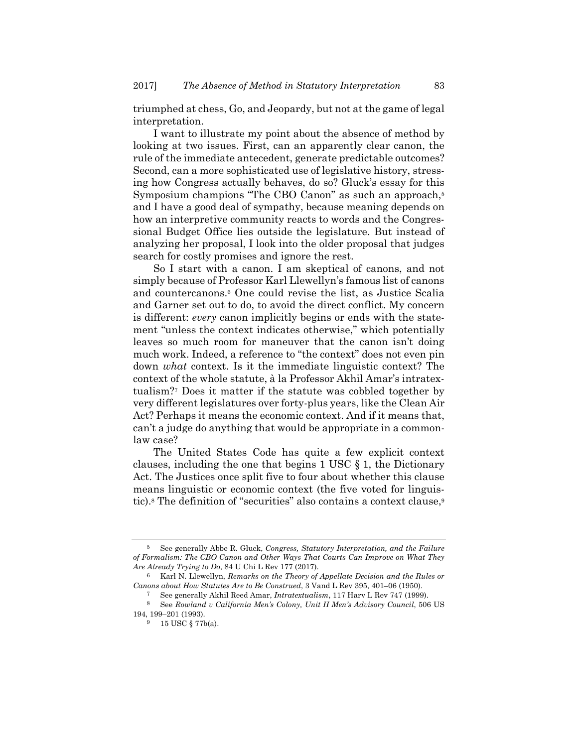triumphed at chess, Go, and Jeopardy, but not at the game of legal interpretation.

I want to illustrate my point about the absence of method by looking at two issues. First, can an apparently clear canon, the rule of the immediate antecedent, generate predictable outcomes? Second, can a more sophisticated use of legislative history, stressing how Congress actually behaves, do so? Gluck's essay for this Symposium champions "The CBO Canon" as such an approach,[5] and I have a good deal of sympathy, because meaning depends on how an interpretive community reacts to words and the Congressional Budget Office lies outside the legislature. But instead of analyzing her proposal, I look into the older proposal that judges search for costly promises and ignore the rest.

So I start with a canon. I am skeptical of canons, and not simply because of Professor Karl Llewellyn's famous list of canons and countercanons.[6] One could revise the list, as Justice Scalia and Garner set out to do, to avoid the direct conflict. My concern is different: *every* canon implicitly begins or ends with the statement "unless the context indicates otherwise," which potentially leaves so much room for maneuver that the canon isn't doing much work. Indeed, a reference to "the context" does not even pin down *what* context. Is it the immediate linguistic context? The context of the whole statute, à la Professor Akhil Amar's intratextualism?[7] Does it matter if the statute was cobbled together by very different legislatures over forty-plus years, like the Clean Air Act? Perhaps it means the economic context. And if it means that, can't a judge do anything that would be appropriate in a common-law case?

The United States Code has quite a few explicit context clauses, including the one that begins 1 USC § 1, the Dictionary Act. The Justices once split five to four about whether this clause means linguistic or economic context (the five voted for linguistic).[8] The definition of "securities" also contains a context clause,[9]

---

[5] See generally Abbe R. Gluck, *Congress, Statutory Interpretation, and the Failure of Formalism: The CBO Canon and Other Ways That Courts Can Improve on What They Are Already Trying to Do*, 84 U Chi L Rev 177 (2017).

[6] Karl N. Llewellyn, *Remarks on the Theory of Appellate Decision and the Rules or Canons about How Statutes Are to Be Construed*, 3 Vand L Rev 395, 401–06 (1950).

[7] See generally Akhil Reed Amar, *Intratextualism*, 117 Harv L Rev 747 (1999).

[8] See *Rowland v California Men's Colony, Unit II Men's Advisory Council*, 506 US 194, 199–201 (1993).

[9] 15 USC § 77b(a).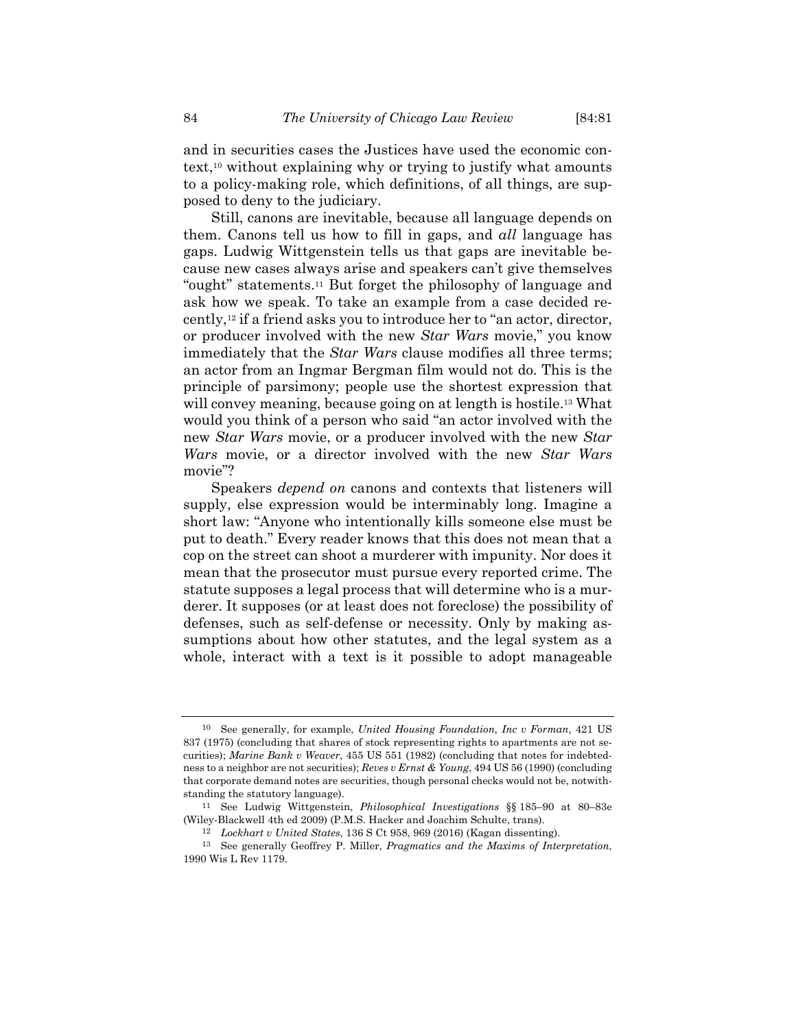and in securities cases the Justices have used the economic context,[10] without explaining why or trying to justify what amounts to a policy-making role, which definitions, of all things, are supposed to deny to the judiciary.

Still, canons are inevitable, because all language depends on them. Canons tell us how to fill in gaps, and *all* language has gaps. Ludwig Wittgenstein tells us that gaps are inevitable because new cases always arise and speakers can't give themselves "ought" statements.[11] But forget the philosophy of language and ask how we speak. To take an example from a case decided recently,[12] if a friend asks you to introduce her to "an actor, director, or producer involved with the new *Star Wars* movie," you know immediately that the *Star Wars* clause modifies all three terms; an actor from an Ingmar Bergman film would not do. This is the principle of parsimony; people use the shortest expression that will convey meaning, because going on at length is hostile.[13] What would you think of a person who said "an actor involved with the new *Star Wars* movie, or a producer involved with the new *Star Wars* movie, or a director involved with the new *Star Wars* movie"?

Speakers *depend on* canons and contexts that listeners will supply, else expression would be interminably long. Imagine a short law: "Anyone who intentionally kills someone else must be put to death." Every reader knows that this does not mean that a cop on the street can shoot a murderer with impunity. Nor does it mean that the prosecutor must pursue every reported crime. The statute supposes a legal process that will determine who is a murderer. It supposes (or at least does not foreclose) the possibility of defenses, such as self-defense or necessity. Only by making assumptions about how other statutes, and the legal system as a whole, interact with a text is it possible to adopt manageable

---

[10] See generally, for example, *United Housing Foundation, Inc v Forman*, 421 US 837 (1975) (concluding that shares of stock representing rights to apartments are not securities); *Marine Bank v Weaver*, 455 US 551 (1982) (concluding that notes for indebtedness to a neighbor are not securities); *Reves v Ernst & Young*, 494 US 56 (1990) (concluding that corporate demand notes are securities, though personal checks would not be, notwithstanding the statutory language).

[11] See Ludwig Wittgenstein, *Philosophical Investigations* §§ 185–90 at 80–83e (Wiley-Blackwell 4th ed 2009) (P.M.S. Hacker and Joachim Schulte, trans).

[12] *Lockhart v United States*, 136 S Ct 958, 969 (2016) (Kagan dissenting).

[13] See generally Geoffrey P. Miller, *Pragmatics and the Maxims of Interpretation*, 1990 Wis L Rev 1179.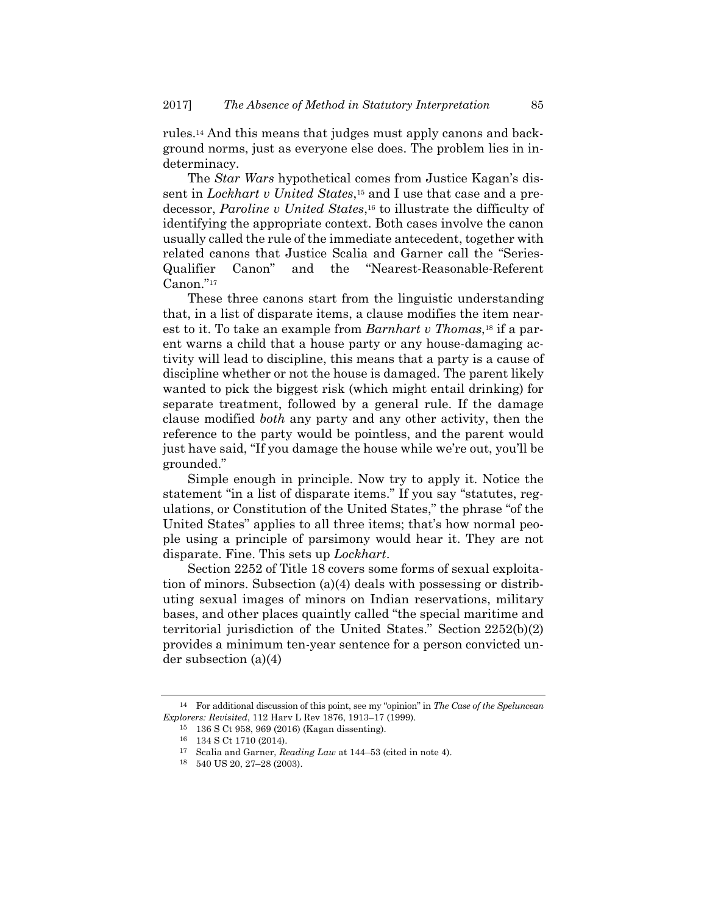rules.[14] And this means that judges must apply canons and background norms, just as everyone else does. The problem lies in indeterminacy.

The *Star Wars* hypothetical comes from Justice Kagan's dissent in *Lockhart v United States*,[15] and I use that case and a predecessor, *Paroline v United States*,[16] to illustrate the difficulty of identifying the appropriate context. Both cases involve the canon usually called the rule of the immediate antecedent, together with related canons that Justice Scalia and Garner call the "Series-Qualifier Canon" and the "Nearest-Reasonable-Referent Canon."[17]

These three canons start from the linguistic understanding that, in a list of disparate items, a clause modifies the item nearest to it. To take an example from *Barnhart v Thomas*,[18] if a parent warns a child that a house party or any house-damaging activity will lead to discipline, this means that a party is a cause of discipline whether or not the house is damaged. The parent likely wanted to pick the biggest risk (which might entail drinking) for separate treatment, followed by a general rule. If the damage clause modified *both* any party and any other activity, then the reference to the party would be pointless, and the parent would just have said, "If you damage the house while we're out, you'll be grounded."

Simple enough in principle. Now try to apply it. Notice the statement "in a list of disparate items." If you say "statutes, regulations, or Constitution of the United States," the phrase "of the United States" applies to all three items; that's how normal people using a principle of parsimony would hear it. They are not disparate. Fine. This sets up *Lockhart*.

Section 2252 of Title 18 covers some forms of sexual exploitation of minors. Subsection (a)(4) deals with possessing or distributing sexual images of minors on Indian reservations, military bases, and other places quaintly called "the special maritime and territorial jurisdiction of the United States." Section 2252(b)(2) provides a minimum ten-year sentence for a person convicted under subsection (a)(4)

---

[14] For additional discussion of this point, see my "opinion" in *The Case of the Speluncean Explorers: Revisited*, 112 Harv L Rev 1876, 1913–17 (1999).

[15] 136 S Ct 958, 969 (2016) (Kagan dissenting).

[16] 134 S Ct 1710 (2014).

[17] Scalia and Garner, *Reading Law* at 144–53 (cited in note 4).

[18] 540 US 20, 27–28 (2003).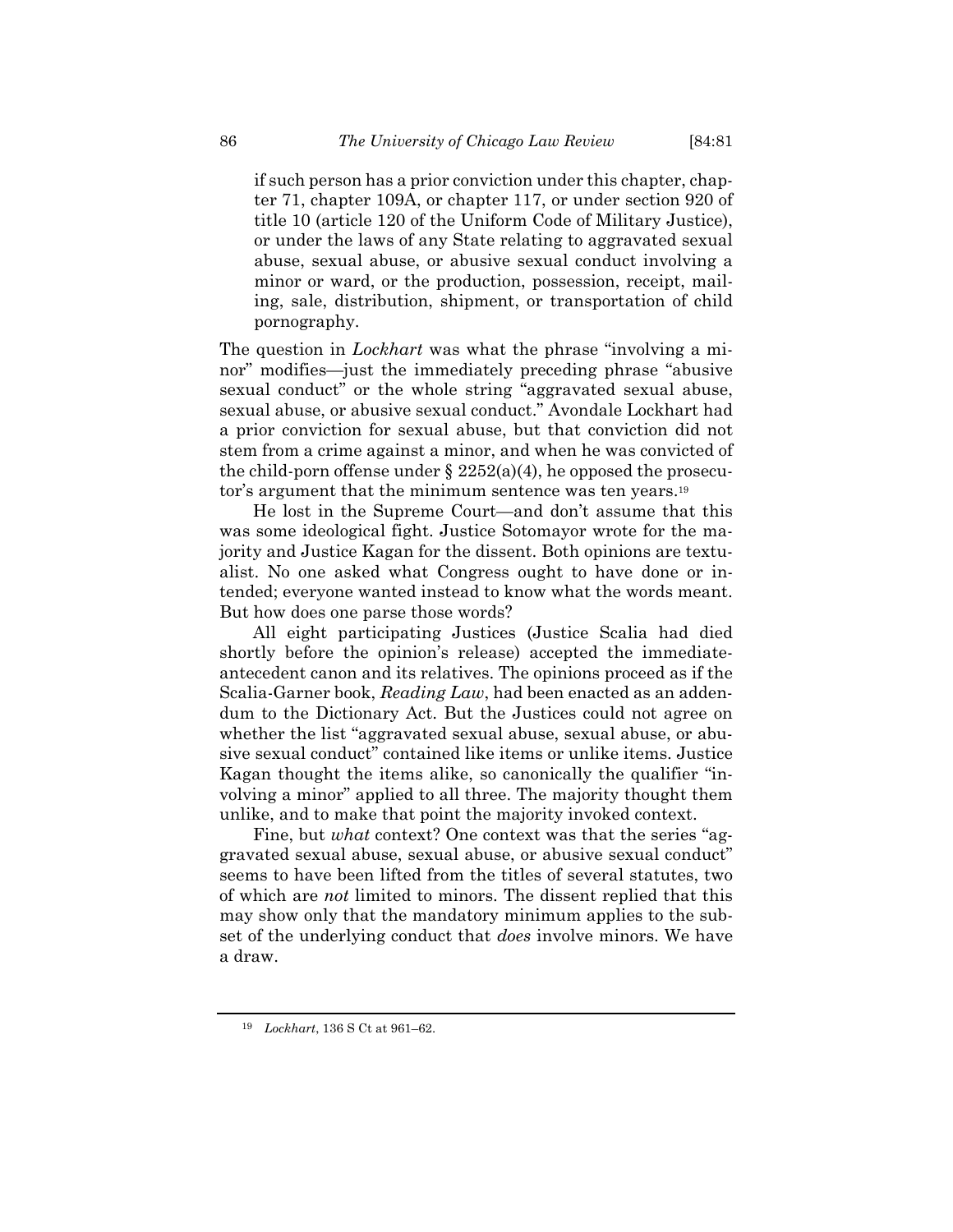> if such person has a prior conviction under this chapter, chapter 71, chapter 109A, or chapter 117, or under section 920 of title 10 (article 120 of the Uniform Code of Military Justice), or under the laws of any State relating to aggravated sexual abuse, sexual abuse, or abusive sexual conduct involving a minor or ward, or the production, possession, receipt, mailing, sale, distribution, shipment, or transportation of child pornography.

The question in *Lockhart* was what the phrase "involving a minor" modifies—just the immediately preceding phrase "abusive sexual conduct" or the whole string "aggravated sexual abuse, sexual abuse, or abusive sexual conduct." Avondale Lockhart had a prior conviction for sexual abuse, but that conviction did not stem from a crime against a minor, and when he was convicted of the child-porn offense under § 2252(a)(4), he opposed the prosecutor's argument that the minimum sentence was ten years.[19]

He lost in the Supreme Court—and don't assume that this was some ideological fight. Justice Sotomayor wrote for the majority and Justice Kagan for the dissent. Both opinions are textualist. No one asked what Congress ought to have done or intended; everyone wanted instead to know what the words meant. But how does one parse those words?

All eight participating Justices (Justice Scalia had died shortly before the opinion's release) accepted the immediate-antecedent canon and its relatives. The opinions proceed as if the Scalia-Garner book, *Reading Law*, had been enacted as an addendum to the Dictionary Act. But the Justices could not agree on whether the list "aggravated sexual abuse, sexual abuse, or abusive sexual conduct" contained like items or unlike items. Justice Kagan thought the items alike, so canonically the qualifier "involving a minor" applied to all three. The majority thought them unlike, and to make that point the majority invoked context.

Fine, but *what* context? One context was that the series "aggravated sexual abuse, sexual abuse, or abusive sexual conduct" seems to have been lifted from the titles of several statutes, two of which are *not* limited to minors. The dissent replied that this may show only that the mandatory minimum applies to the subset of the underlying conduct that *does* involve minors. We have a draw.

---

[19] *Lockhart*, 136 S Ct at 961–62.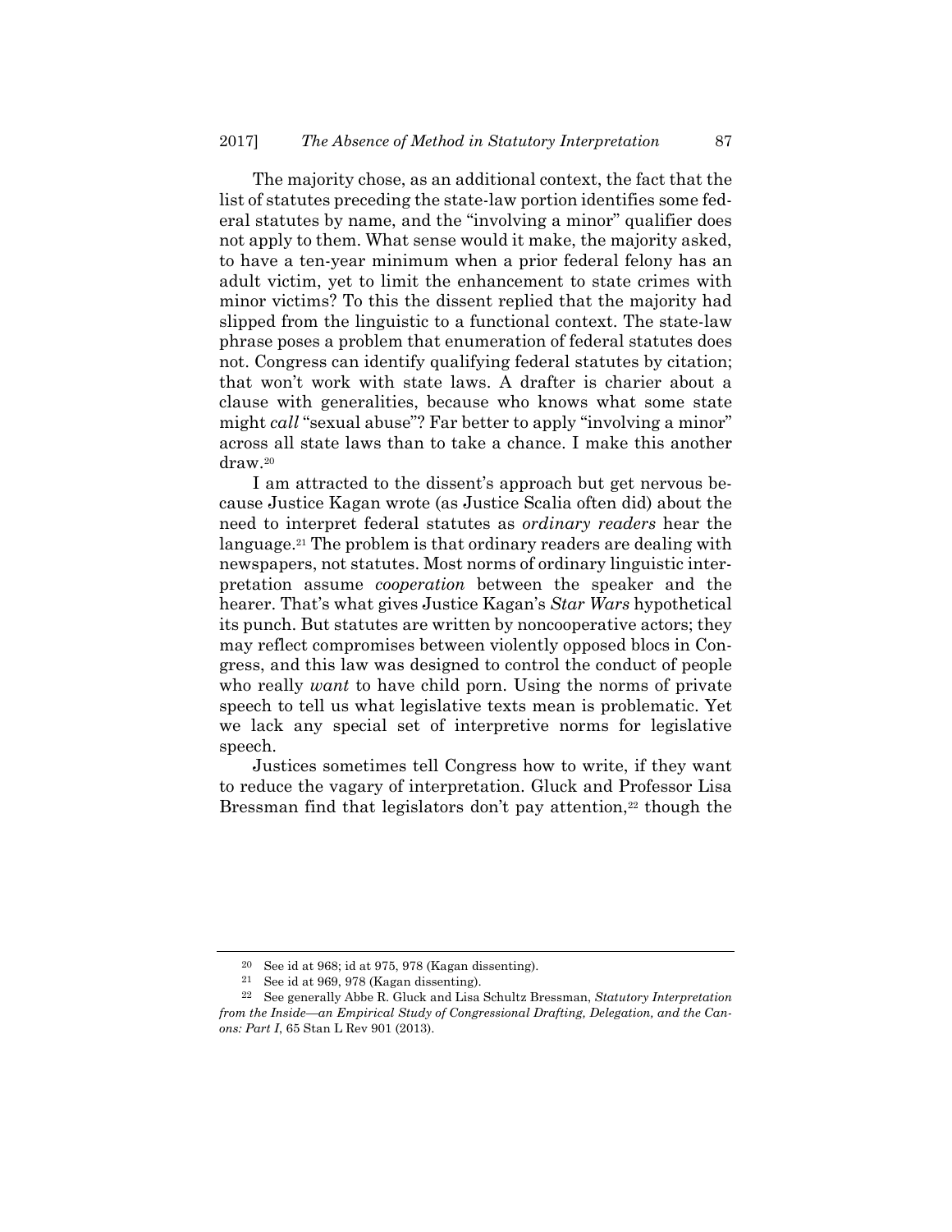The majority chose, as an additional context, the fact that the list of statutes preceding the state-law portion identifies some federal statutes by name, and the "involving a minor" qualifier does not apply to them. What sense would it make, the majority asked, to have a ten-year minimum when a prior federal felony has an adult victim, yet to limit the enhancement to state crimes with minor victims? To this the dissent replied that the majority had slipped from the linguistic to a functional context. The state-law phrase poses a problem that enumeration of federal statutes does not. Congress can identify qualifying federal statutes by citation; that won't work with state laws. A drafter is charier about a clause with generalities, because who knows what some state might *call* "sexual abuse"? Far better to apply "involving a minor" across all state laws than to take a chance. I make this another draw.[20]

I am attracted to the dissent's approach but get nervous because Justice Kagan wrote (as Justice Scalia often did) about the need to interpret federal statutes as *ordinary readers* hear the language.[21] The problem is that ordinary readers are dealing with newspapers, not statutes. Most norms of ordinary linguistic interpretation assume *cooperation* between the speaker and the hearer. That's what gives Justice Kagan's *Star Wars* hypothetical its punch. But statutes are written by noncooperative actors; they may reflect compromises between violently opposed blocs in Congress, and this law was designed to control the conduct of people who really *want* to have child porn. Using the norms of private speech to tell us what legislative texts mean is problematic. Yet we lack any special set of interpretive norms for legislative speech.

Justices sometimes tell Congress how to write, if they want to reduce the vagary of interpretation. Gluck and Professor Lisa Bressman find that legislators don't pay attention,[22] though the

---

[20] See id at 968; id at 975, 978 (Kagan dissenting).

[21] See id at 969, 978 (Kagan dissenting).

[22] See generally Abbe R. Gluck and Lisa Schultz Bressman, *Statutory Interpretation from the Inside—an Empirical Study of Congressional Drafting, Delegation, and the Canons: Part I*, 65 Stan L Rev 901 (2013).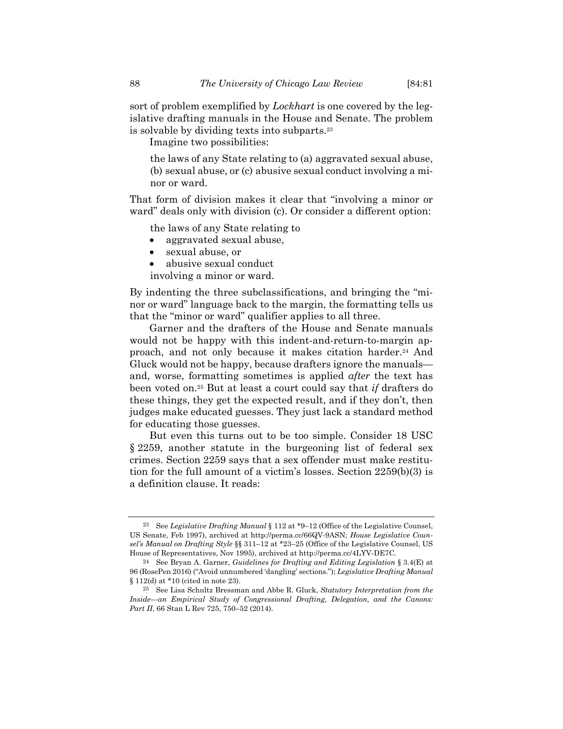sort of problem exemplified by *Lockhart* is one covered by the legislative drafting manuals in the House and Senate. The problem is solvable by dividing texts into subparts.[23]

Imagine two possibilities:

> the laws of any State relating to (a) aggravated sexual abuse, (b) sexual abuse, or (c) abusive sexual conduct involving a minor or ward.

That form of division makes it clear that "involving a minor or ward" deals only with division (c). Or consider a different option:

> the laws of any State relating to
> - aggravated sexual abuse,
> - sexual abuse, or
> - abusive sexual conduct
>
> involving a minor or ward.

By indenting the three subclassifications, and bringing the "minor or ward" language back to the margin, the formatting tells us that the "minor or ward" qualifier applies to all three.

Garner and the drafters of the House and Senate manuals would not be happy with this indent-and-return-to-margin approach, and not only because it makes citation harder.[24] And Gluck would not be happy, because drafters ignore the manuals—and, worse, formatting sometimes is applied *after* the text has been voted on.[25] But at least a court could say that *if* drafters do these things, they get the expected result, and if they don't, then judges make educated guesses. They just lack a standard method for educating those guesses.

But even this turns out to be too simple. Consider 18 USC § 2259, another statute in the burgeoning list of federal sex crimes. Section 2259 says that a sex offender must make restitution for the full amount of a victim's losses. Section 2259(b)(3) is a definition clause. It reads:

---

[23] See *Legislative Drafting Manual* § 112 at *9–12 (Office of the Legislative Counsel, US Senate, Feb 1997), archived at http://perma.cc/66QV-9ASN; *House Legislative Counsel's Manual on Drafting Style* §§ 311–12 at *23–25 (Office of the Legislative Counsel, US House of Representatives, Nov 1995), archived at http://perma.cc/4LYV-DE7C.

[24] See Bryan A. Garner, *Guidelines for Drafting and Editing Legislation* § 3.4(E) at 96 (RosePen 2016) ("Avoid unnumbered 'dangling' sections."); *Legislative Drafting Manual* § 112(d) at *10 (cited in note 23).

[25] See Lisa Schultz Bressman and Abbe R. Gluck, *Statutory Interpretation from the Inside—an Empirical Study of Congressional Drafting, Delegation, and the Canons: Part II*, 66 Stan L Rev 725, 750–52 (2014).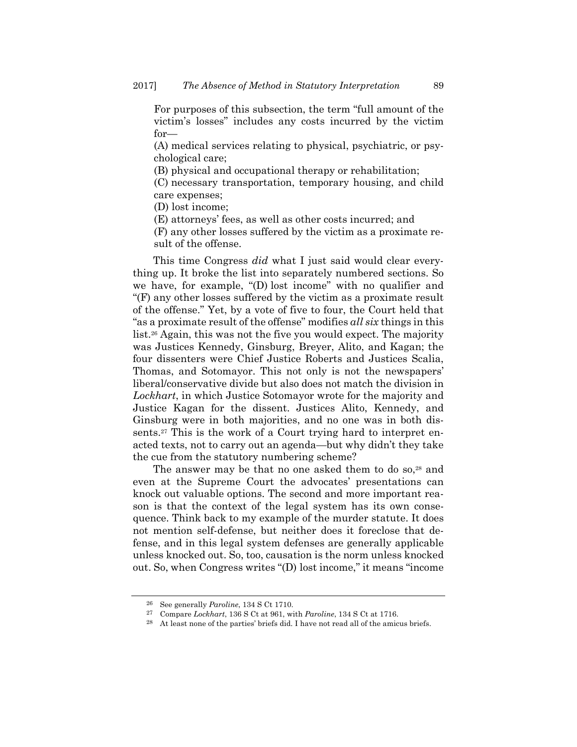> For purposes of this subsection, the term "full amount of the victim's losses" includes any costs incurred by the victim for—
>
> (A) medical services relating to physical, psychiatric, or psychological care;
>
> (B) physical and occupational therapy or rehabilitation;
>
> (C) necessary transportation, temporary housing, and child care expenses;
>
> (D) lost income;
>
> (E) attorneys' fees, as well as other costs incurred; and
>
> (F) any other losses suffered by the victim as a proximate result of the offense.

This time Congress *did* what I just said would clear everything up. It broke the list into separately numbered sections. So we have, for example, "(D) lost income" with no qualifier and "(F) any other losses suffered by the victim as a proximate result of the offense." Yet, by a vote of five to four, the Court held that "as a proximate result of the offense" modifies *all six* things in this list.[26] Again, this was not the five you would expect. The majority was Justices Kennedy, Ginsburg, Breyer, Alito, and Kagan; the four dissenters were Chief Justice Roberts and Justices Scalia, Thomas, and Sotomayor. This not only is not the newspapers' liberal/conservative divide but also does not match the division in *Lockhart*, in which Justice Sotomayor wrote for the majority and Justice Kagan for the dissent. Justices Alito, Kennedy, and Ginsburg were in both majorities, and no one was in both dissents.[27] This is the work of a Court trying hard to interpret enacted texts, not to carry out an agenda—but why didn't they take the cue from the statutory numbering scheme?

The answer may be that no one asked them to do so,[28] and even at the Supreme Court the advocates' presentations can knock out valuable options. The second and more important reason is that the context of the legal system has its own consequence. Think back to my example of the murder statute. It does not mention self-defense, but neither does it foreclose that defense, and in this legal system defenses are generally applicable unless knocked out. So, too, causation is the norm unless knocked out. So, when Congress writes "(D) lost income," it means "income

---

[26] See generally *Paroline*, 134 S Ct 1710.

[27] Compare *Lockhart*, 136 S Ct at 961, with *Paroline*, 134 S Ct at 1716.

[28] At least none of the parties' briefs did. I have not read all of the amicus briefs.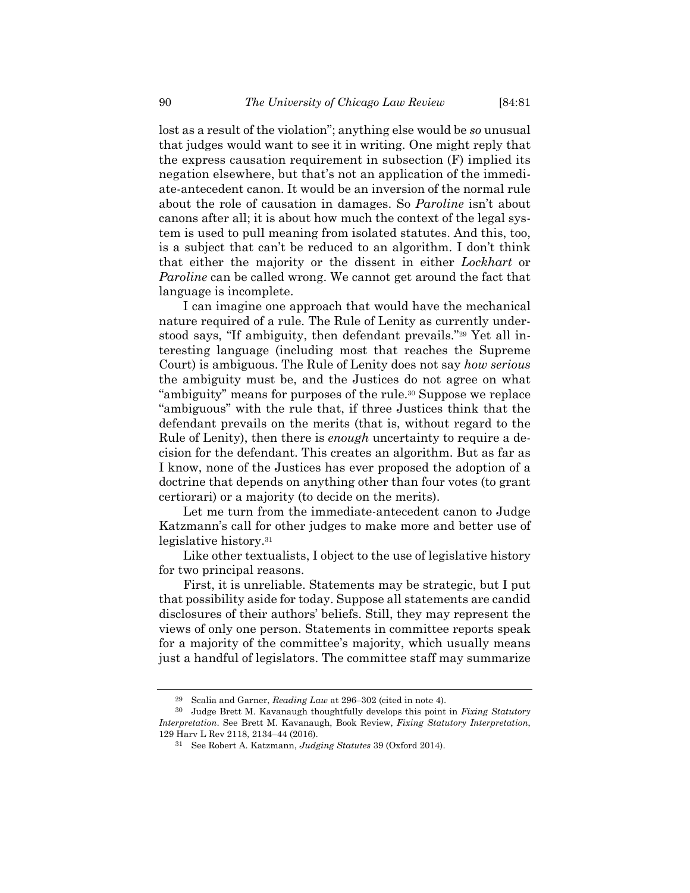lost as a result of the violation"; anything else would be *so* unusual that judges would want to see it in writing. One might reply that the express causation requirement in subsection (F) implied its negation elsewhere, but that's not an application of the immediate-antecedent canon. It would be an inversion of the normal rule about the role of causation in damages. So *Paroline* isn't about canons after all; it is about how much the context of the legal system is used to pull meaning from isolated statutes. And this, too, is a subject that can't be reduced to an algorithm. I don't think that either the majority or the dissent in either *Lockhart* or *Paroline* can be called wrong. We cannot get around the fact that language is incomplete.

I can imagine one approach that would have the mechanical nature required of a rule. The Rule of Lenity as currently understood says, "If ambiguity, then defendant prevails."[29] Yet all interesting language (including most that reaches the Supreme Court) is ambiguous. The Rule of Lenity does not say *how serious* the ambiguity must be, and the Justices do not agree on what "ambiguity" means for purposes of the rule.[30] Suppose we replace "ambiguous" with the rule that, if three Justices think that the defendant prevails on the merits (that is, without regard to the Rule of Lenity), then there is *enough* uncertainty to require a decision for the defendant. This creates an algorithm. But as far as I know, none of the Justices has ever proposed the adoption of a doctrine that depends on anything other than four votes (to grant certiorari) or a majority (to decide on the merits).

Let me turn from the immediate-antecedent canon to Judge Katzmann's call for other judges to make more and better use of legislative history.[31]

Like other textualists, I object to the use of legislative history for two principal reasons.

First, it is unreliable. Statements may be strategic, but I put that possibility aside for today. Suppose all statements are candid disclosures of their authors' beliefs. Still, they may represent the views of only one person. Statements in committee reports speak for a majority of the committee's majority, which usually means just a handful of legislators. The committee staff may summarize

---

[29] Scalia and Garner, *Reading Law* at 296–302 (cited in note 4).

[30] Judge Brett M. Kavanaugh thoughtfully develops this point in *Fixing Statutory Interpretation*. See Brett M. Kavanaugh, Book Review, *Fixing Statutory Interpretation*, 129 Harv L Rev 2118, 2134–44 (2016).

[31] See Robert A. Katzmann, *Judging Statutes* 39 (Oxford 2014).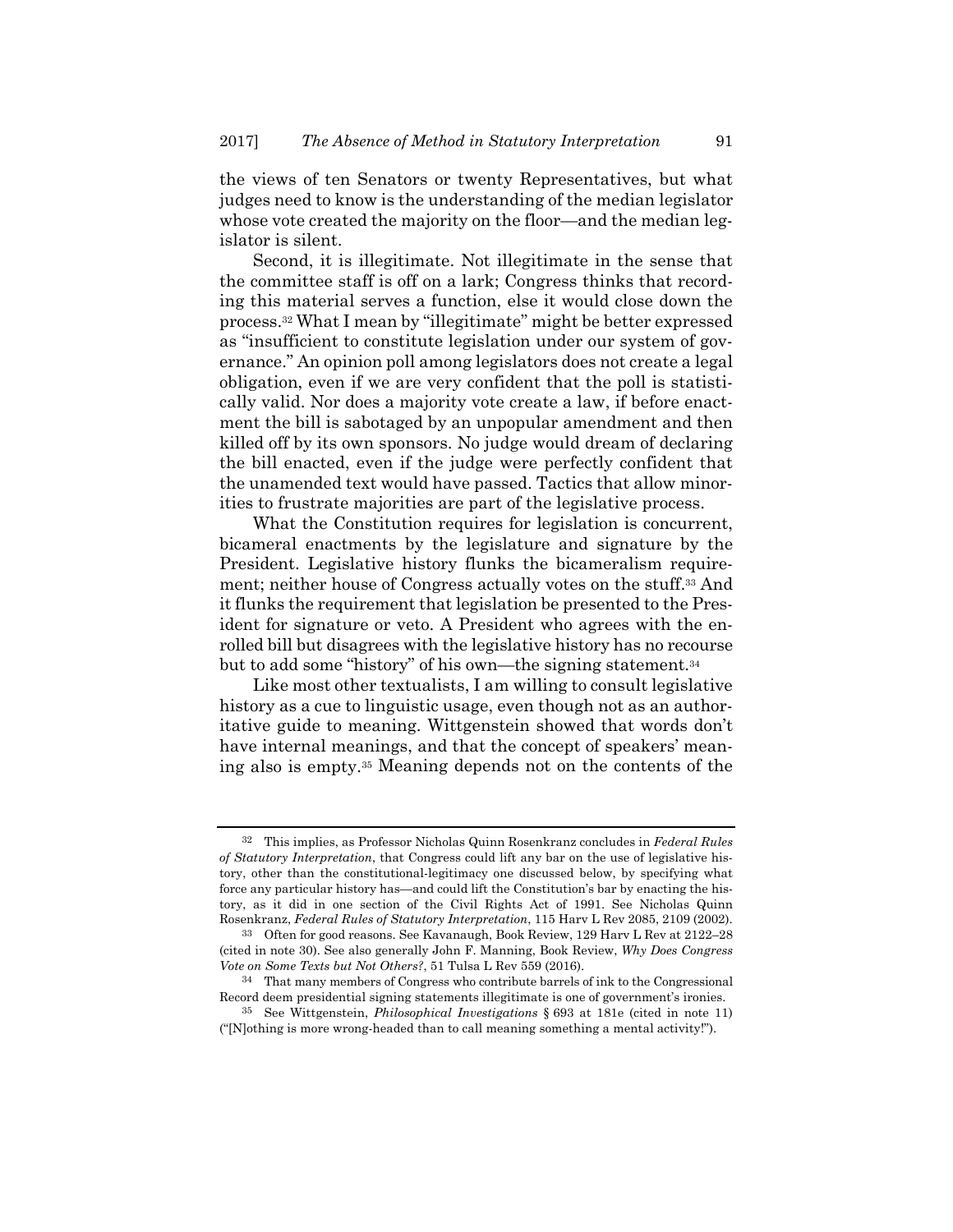the views of ten Senators or twenty Representatives, but what judges need to know is the understanding of the median legislator whose vote created the majority on the floor—and the median legislator is silent.

Second, it is illegitimate. Not illegitimate in the sense that the committee staff is off on a lark; Congress thinks that recording this material serves a function, else it would close down the process.[32] What I mean by "illegitimate" might be better expressed as "insufficient to constitute legislation under our system of governance." An opinion poll among legislators does not create a legal obligation, even if we are very confident that the poll is statistically valid. Nor does a majority vote create a law, if before enactment the bill is sabotaged by an unpopular amendment and then killed off by its own sponsors. No judge would dream of declaring the bill enacted, even if the judge were perfectly confident that the unamended text would have passed. Tactics that allow minorities to frustrate majorities are part of the legislative process.

What the Constitution requires for legislation is concurrent, bicameral enactments by the legislature and signature by the President. Legislative history flunks the bicameralism requirement; neither house of Congress actually votes on the stuff.[33] And it flunks the requirement that legislation be presented to the President for signature or veto. A President who agrees with the enrolled bill but disagrees with the legislative history has no recourse but to add some "history" of his own—the signing statement.[34]

Like most other textualists, I am willing to consult legislative history as a cue to linguistic usage, even though not as an authoritative guide to meaning. Wittgenstein showed that words don't have internal meanings, and that the concept of speakers' meaning also is empty.[35] Meaning depends not on the contents of the

---

[32] This implies, as Professor Nicholas Quinn Rosenkranz concludes in *Federal Rules of Statutory Interpretation*, that Congress could lift any bar on the use of legislative history, other than the constitutional-legitimacy one discussed below, by specifying what force any particular history has—and could lift the Constitution's bar by enacting the history, as it did in one section of the Civil Rights Act of 1991. See Nicholas Quinn Rosenkranz, *Federal Rules of Statutory Interpretation*, 115 Harv L Rev 2085, 2109 (2002).

[33] Often for good reasons. See Kavanaugh, Book Review, 129 Harv L Rev at 2122–28 (cited in note 30). See also generally John F. Manning, Book Review, *Why Does Congress Vote on Some Texts but Not Others?*, 51 Tulsa L Rev 559 (2016).

[34] That many members of Congress who contribute barrels of ink to the Congressional Record deem presidential signing statements illegitimate is one of government's ironies.

[35] See Wittgenstein, *Philosophical Investigations* § 693 at 181e (cited in note 11) ("[N]othing is more wrong-headed than to call meaning something a mental activity!").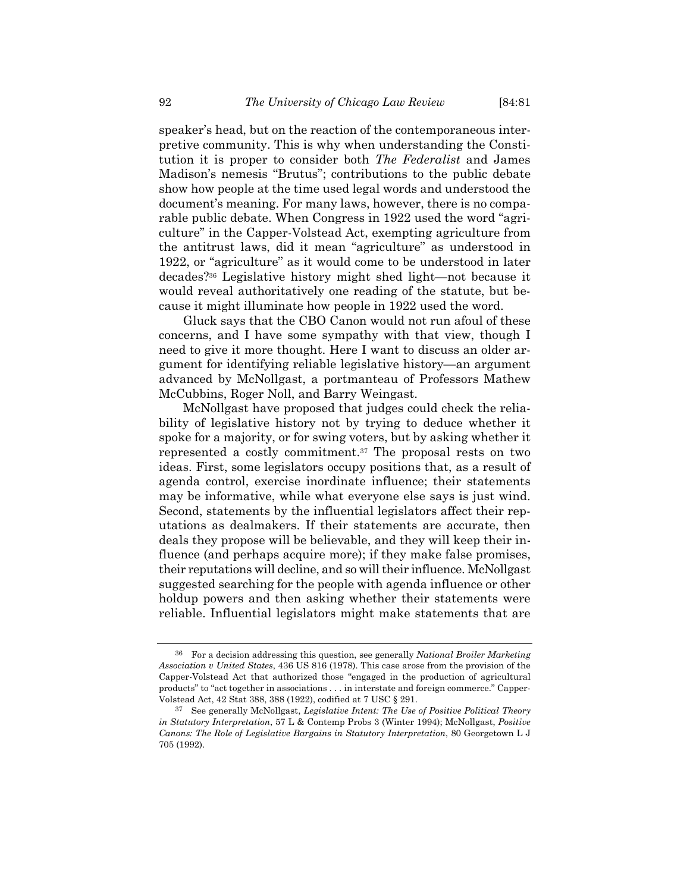speaker's head, but on the reaction of the contemporaneous interpretive community. This is why when understanding the Constitution it is proper to consider both *The Federalist* and James Madison's nemesis "Brutus"; contributions to the public debate show how people at the time used legal words and understood the document's meaning. For many laws, however, there is no comparable public debate. When Congress in 1922 used the word "agriculture" in the Capper-Volstead Act, exempting agriculture from the antitrust laws, did it mean "agriculture" as understood in 1922, or "agriculture" as it would come to be understood in later decades?[36] Legislative history might shed light—not because it would reveal authoritatively one reading of the statute, but because it might illuminate how people in 1922 used the word.

Gluck says that the CBO Canon would not run afoul of these concerns, and I have some sympathy with that view, though I need to give it more thought. Here I want to discuss an older argument for identifying reliable legislative history—an argument advanced by McNollgast, a portmanteau of Professors Mathew McCubbins, Roger Noll, and Barry Weingast.

McNollgast have proposed that judges could check the reliability of legislative history not by trying to deduce whether it spoke for a majority, or for swing voters, but by asking whether it represented a costly commitment.[37] The proposal rests on two ideas. First, some legislators occupy positions that, as a result of agenda control, exercise inordinate influence; their statements may be informative, while what everyone else says is just wind. Second, statements by the influential legislators affect their reputations as dealmakers. If their statements are accurate, then deals they propose will be believable, and they will keep their influence (and perhaps acquire more); if they make false promises, their reputations will decline, and so will their influence. McNollgast suggested searching for the people with agenda influence or other holdup powers and then asking whether their statements were reliable. Influential legislators might make statements that are

---

[36] For a decision addressing this question, see generally *National Broiler Marketing Association v United States*, 436 US 816 (1978). This case arose from the provision of the Capper-Volstead Act that authorized those "engaged in the production of agricultural products" to "act together in associations . . . in interstate and foreign commerce." Capper-Volstead Act, 42 Stat 388, 388 (1922), codified at 7 USC § 291.

[37] See generally McNollgast, *Legislative Intent: The Use of Positive Political Theory in Statutory Interpretation*, 57 L & Contemp Probs 3 (Winter 1994); McNollgast, *Positive Canons: The Role of Legislative Bargains in Statutory Interpretation*, 80 Georgetown L J 705 (1992).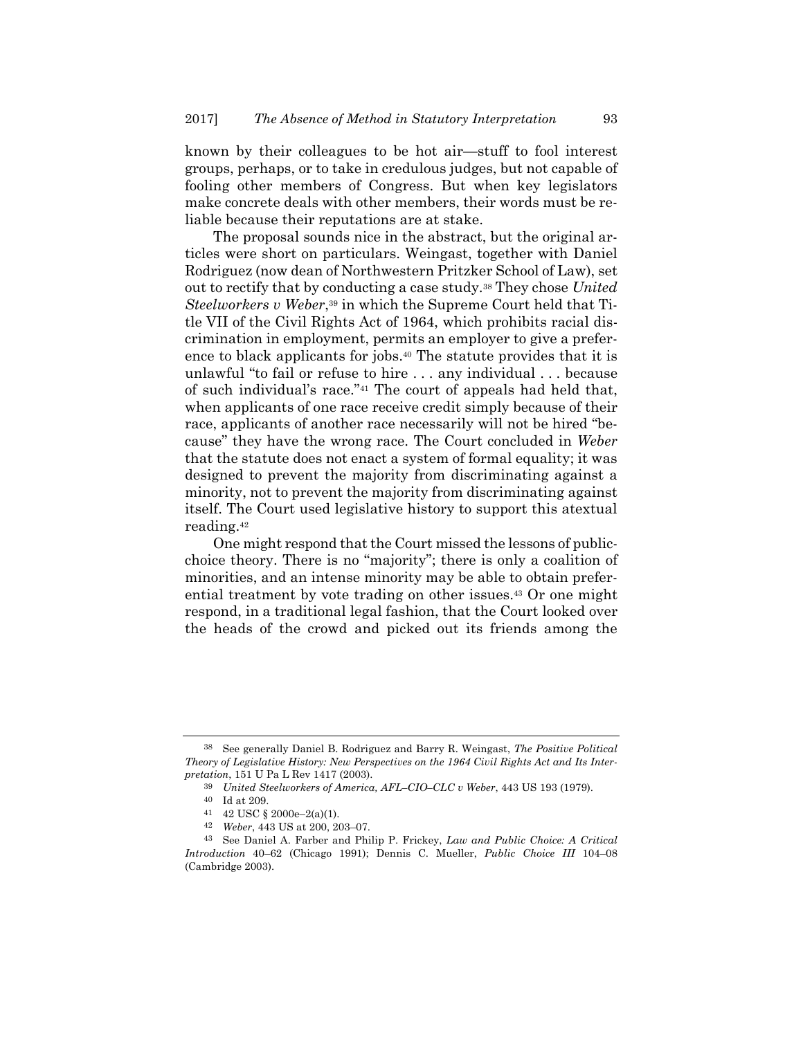known by their colleagues to be hot air—stuff to fool interest groups, perhaps, or to take in credulous judges, but not capable of fooling other members of Congress. But when key legislators make concrete deals with other members, their words must be reliable because their reputations are at stake.

The proposal sounds nice in the abstract, but the original articles were short on particulars. Weingast, together with Daniel Rodriguez (now dean of Northwestern Pritzker School of Law), set out to rectify that by conducting a case study.[38] They chose *United Steelworkers v Weber*,[39] in which the Supreme Court held that Title VII of the Civil Rights Act of 1964, which prohibits racial discrimination in employment, permits an employer to give a preference to black applicants for jobs.[40] The statute provides that it is unlawful "to fail or refuse to hire . . . any individual . . . because of such individual's race."[41] The court of appeals had held that, when applicants of one race receive credit simply because of their race, applicants of another race necessarily will not be hired "because" they have the wrong race. The Court concluded in *Weber* that the statute does not enact a system of formal equality; it was designed to prevent the majority from discriminating against a minority, not to prevent the majority from discriminating against itself. The Court used legislative history to support this atextual reading.[42]

One might respond that the Court missed the lessons of public-choice theory. There is no "majority"; there is only a coalition of minorities, and an intense minority may be able to obtain preferential treatment by vote trading on other issues.[43] Or one might respond, in a traditional legal fashion, that the Court looked over the heads of the crowd and picked out its friends among the

---

[38] See generally Daniel B. Rodriguez and Barry R. Weingast, *The Positive Political Theory of Legislative History: New Perspectives on the 1964 Civil Rights Act and Its Interpretation*, 151 U Pa L Rev 1417 (2003).

[39] *United Steelworkers of America, AFL–CIO–CLC v Weber*, 443 US 193 (1979).

[40] Id at 209.

[41] 42 USC § 2000e–2(a)(1).

[42] *Weber*, 443 US at 200, 203–07.

[43] See Daniel A. Farber and Philip P. Frickey, *Law and Public Choice: A Critical Introduction* 40–62 (Chicago 1991); Dennis C. Mueller, *Public Choice III* 104–08 (Cambridge 2003).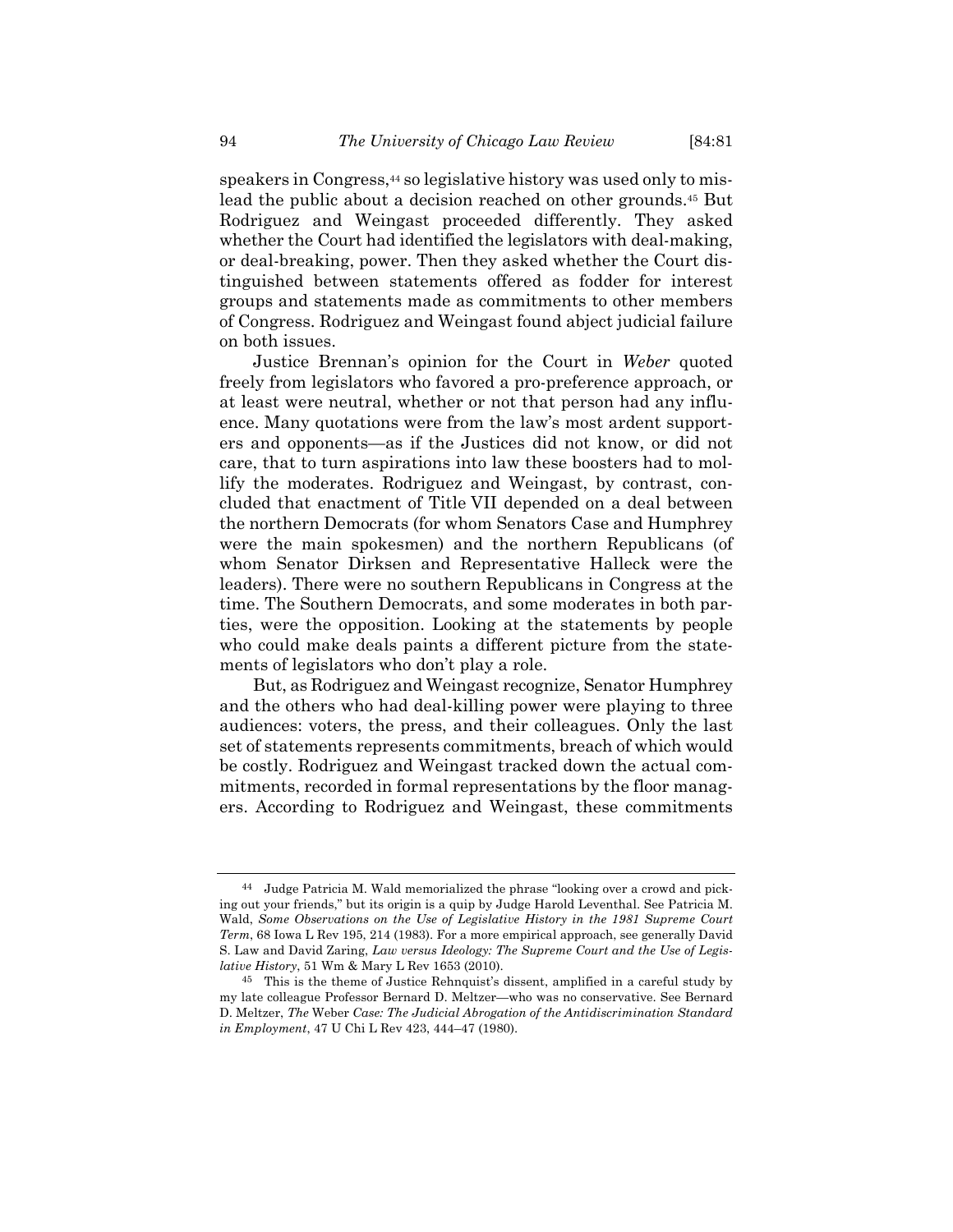speakers in Congress,[44] so legislative history was used only to mislead the public about a decision reached on other grounds.[45] But Rodriguez and Weingast proceeded differently. They asked whether the Court had identified the legislators with deal-making, or deal-breaking, power. Then they asked whether the Court distinguished between statements offered as fodder for interest groups and statements made as commitments to other members of Congress. Rodriguez and Weingast found abject judicial failure on both issues.

Justice Brennan's opinion for the Court in *Weber* quoted freely from legislators who favored a pro-preference approach, or at least were neutral, whether or not that person had any influence. Many quotations were from the law's most ardent supporters and opponents—as if the Justices did not know, or did not care, that to turn aspirations into law these boosters had to mollify the moderates. Rodriguez and Weingast, by contrast, concluded that enactment of Title VII depended on a deal between the northern Democrats (for whom Senators Case and Humphrey were the main spokesmen) and the northern Republicans (of whom Senator Dirksen and Representative Halleck were the leaders). There were no southern Republicans in Congress at the time. The Southern Democrats, and some moderates in both parties, were the opposition. Looking at the statements by people who could make deals paints a different picture from the statements of legislators who don't play a role.

But, as Rodriguez and Weingast recognize, Senator Humphrey and the others who had deal-killing power were playing to three audiences: voters, the press, and their colleagues. Only the last set of statements represents commitments, breach of which would be costly. Rodriguez and Weingast tracked down the actual commitments, recorded in formal representations by the floor managers. According to Rodriguez and Weingast, these commitments

---

[44] Judge Patricia M. Wald memorialized the phrase "looking over a crowd and picking out your friends," but its origin is a quip by Judge Harold Leventhal. See Patricia M. Wald, *Some Observations on the Use of Legislative History in the 1981 Supreme Court Term*, 68 Iowa L Rev 195, 214 (1983). For a more empirical approach, see generally David S. Law and David Zaring, *Law versus Ideology: The Supreme Court and the Use of Legislative History*, 51 Wm & Mary L Rev 1653 (2010).

[45] This is the theme of Justice Rehnquist's dissent, amplified in a careful study by my late colleague Professor Bernard D. Meltzer—who was no conservative. See Bernard D. Meltzer, *The* Weber *Case: The Judicial Abrogation of the Antidiscrimination Standard in Employment*, 47 U Chi L Rev 423, 444–47 (1980).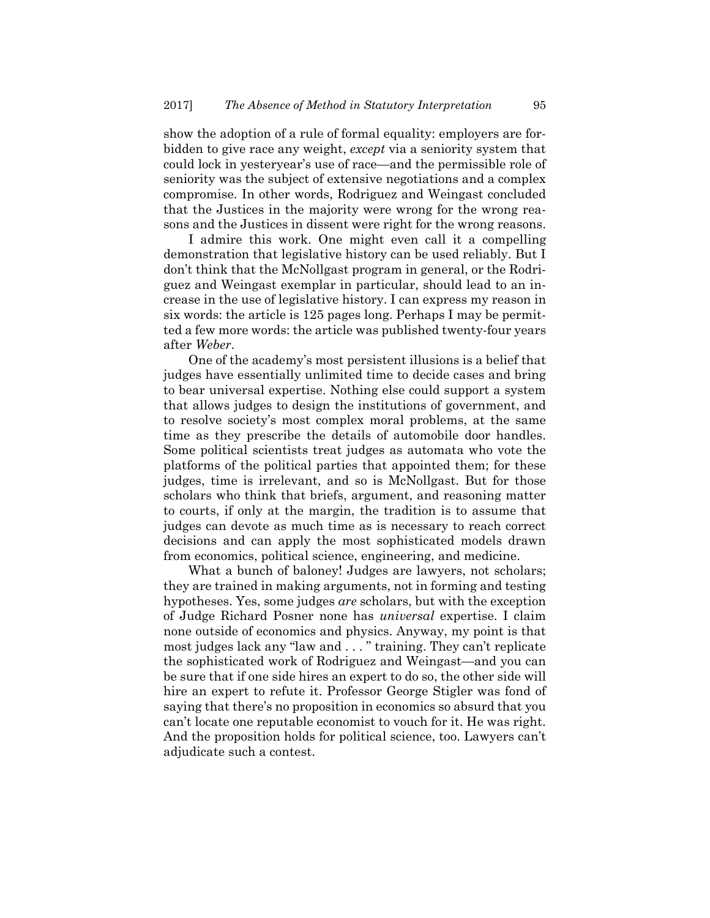show the adoption of a rule of formal equality: employers are forbidden to give race any weight, *except* via a seniority system that could lock in yesteryear's use of race—and the permissible role of seniority was the subject of extensive negotiations and a complex compromise. In other words, Rodriguez and Weingast concluded that the Justices in the majority were wrong for the wrong reasons and the Justices in dissent were right for the wrong reasons.

I admire this work. One might even call it a compelling demonstration that legislative history can be used reliably. But I don't think that the McNollgast program in general, or the Rodriguez and Weingast exemplar in particular, should lead to an increase in the use of legislative history. I can express my reason in six words: the article is 125 pages long. Perhaps I may be permitted a few more words: the article was published twenty-four years after *Weber*.

One of the academy's most persistent illusions is a belief that judges have essentially unlimited time to decide cases and bring to bear universal expertise. Nothing else could support a system that allows judges to design the institutions of government, and to resolve society's most complex moral problems, at the same time as they prescribe the details of automobile door handles. Some political scientists treat judges as automata who vote the platforms of the political parties that appointed them; for these judges, time is irrelevant, and so is McNollgast. But for those scholars who think that briefs, argument, and reasoning matter to courts, if only at the margin, the tradition is to assume that judges can devote as much time as is necessary to reach correct decisions and can apply the most sophisticated models drawn from economics, political science, engineering, and medicine.

What a bunch of baloney! Judges are lawyers, not scholars; they are trained in making arguments, not in forming and testing hypotheses. Yes, some judges *are* scholars, but with the exception of Judge Richard Posner none has *universal* expertise. I claim none outside of economics and physics. Anyway, my point is that most judges lack any "law and . . . " training. They can't replicate the sophisticated work of Rodriguez and Weingast—and you can be sure that if one side hires an expert to do so, the other side will hire an expert to refute it. Professor George Stigler was fond of saying that there's no proposition in economics so absurd that you can't locate one reputable economist to vouch for it. He was right. And the proposition holds for political science, too. Lawyers can't adjudicate such a contest.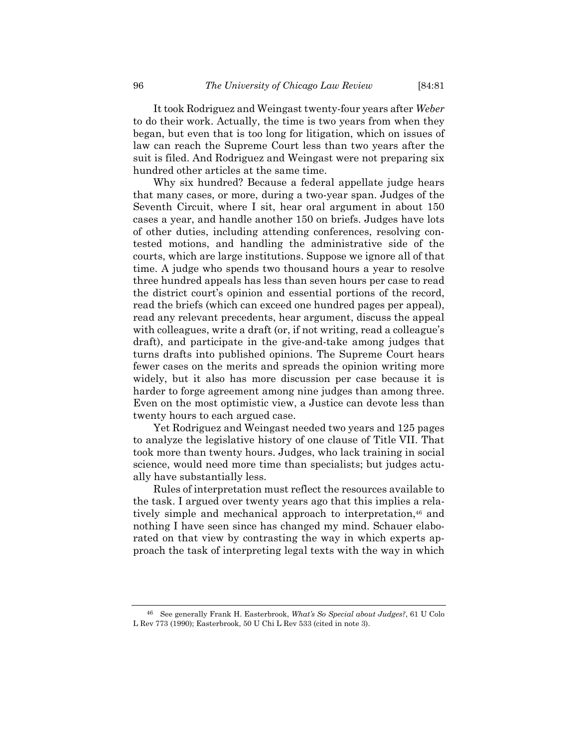It took Rodriguez and Weingast twenty-four years after *Weber* to do their work. Actually, the time is two years from when they began, but even that is too long for litigation, which on issues of law can reach the Supreme Court less than two years after the suit is filed. And Rodriguez and Weingast were not preparing six hundred other articles at the same time.

Why six hundred? Because a federal appellate judge hears that many cases, or more, during a two-year span. Judges of the Seventh Circuit, where I sit, hear oral argument in about 150 cases a year, and handle another 150 on briefs. Judges have lots of other duties, including attending conferences, resolving contested motions, and handling the administrative side of the courts, which are large institutions. Suppose we ignore all of that time. A judge who spends two thousand hours a year to resolve three hundred appeals has less than seven hours per case to read the district court's opinion and essential portions of the record, read the briefs (which can exceed one hundred pages per appeal), read any relevant precedents, hear argument, discuss the appeal with colleagues, write a draft (or, if not writing, read a colleague's draft), and participate in the give-and-take among judges that turns drafts into published opinions. The Supreme Court hears fewer cases on the merits and spreads the opinion writing more widely, but it also has more discussion per case because it is harder to forge agreement among nine judges than among three. Even on the most optimistic view, a Justice can devote less than twenty hours to each argued case.

Yet Rodriguez and Weingast needed two years and 125 pages to analyze the legislative history of one clause of Title VII. That took more than twenty hours. Judges, who lack training in social science, would need more time than specialists; but judges actually have substantially less.

Rules of interpretation must reflect the resources available to the task. I argued over twenty years ago that this implies a relatively simple and mechanical approach to interpretation,[46] and nothing I have seen since has changed my mind. Schauer elaborated on that view by contrasting the way in which experts approach the task of interpreting legal texts with the way in which

---

[46] See generally Frank H. Easterbrook, *What's So Special about Judges?*, 61 U Colo L Rev 773 (1990); Easterbrook, 50 U Chi L Rev 533 (cited in note 3).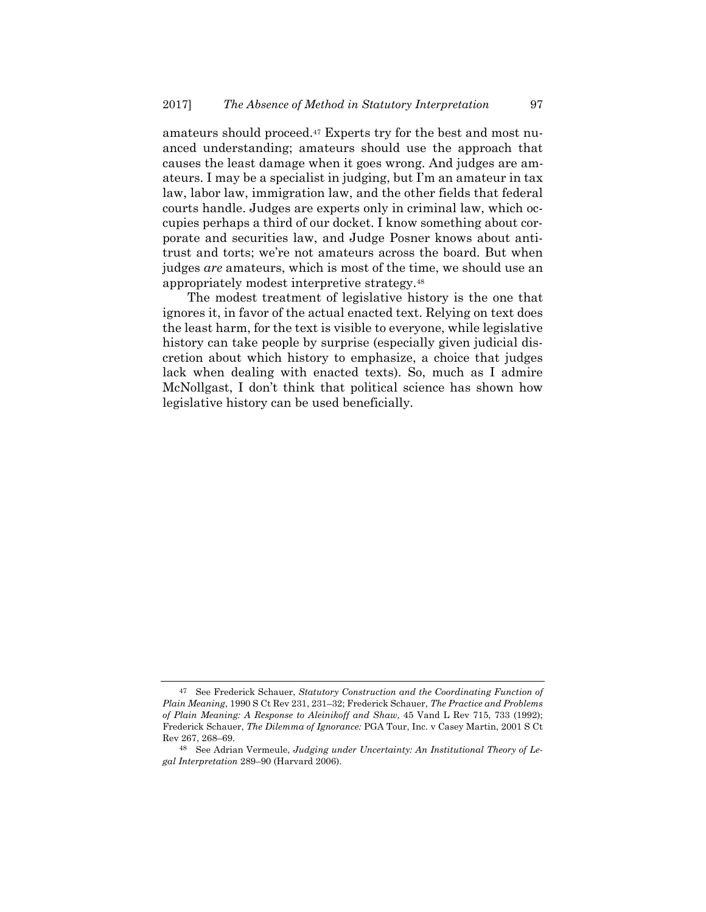amateurs should proceed.[47] Experts try for the best and most nuanced understanding; amateurs should use the approach that causes the least damage when it goes wrong. And judges are amateurs. I may be a specialist in judging, but I'm an amateur in tax law, labor law, immigration law, and the other fields that federal courts handle. Judges are experts only in criminal law, which occupies perhaps a third of our docket. I know something about corporate and securities law, and Judge Posner knows about antitrust and torts; we're not amateurs across the board. But when judges *are* amateurs, which is most of the time, we should use an appropriately modest interpretive strategy.[48]

The modest treatment of legislative history is the one that ignores it, in favor of the actual enacted text. Relying on text does the least harm, for the text is visible to everyone, while legislative history can take people by surprise (especially given judicial discretion about which history to emphasize, a choice that judges lack when dealing with enacted texts). So, much as I admire McNollgast, I don't think that political science has shown how legislative history can be used beneficially.

---

[47] See Frederick Schauer, *Statutory Construction and the Coordinating Function of Plain Meaning*, 1990 S Ct Rev 231, 231–32; Frederick Schauer, *The Practice and Problems of Plain Meaning: A Response to Aleinikoff and Shaw*, 45 Vand L Rev 715, 733 (1992); Frederick Schauer, *The Dilemma of Ignorance:* PGA Tour, Inc. v Casey Martin, 2001 S Ct Rev 267, 268–69.

[48] See Adrian Vermeule, *Judging under Uncertainty: An Institutional Theory of Legal Interpretation* 289–90 (Harvard 2006).